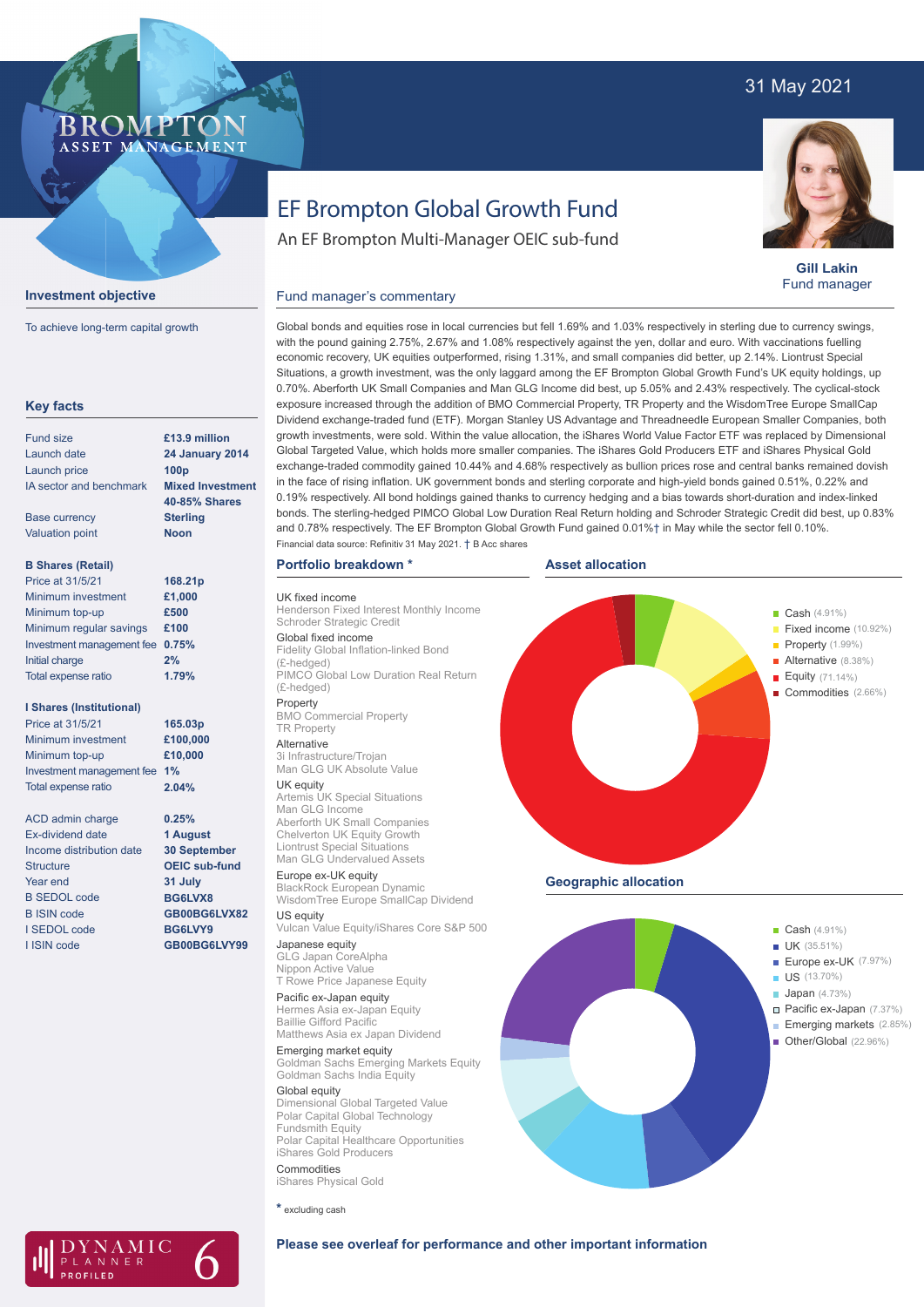31 May 2021

# EF Brompton Global Growth Fund

An EF Brompton Multi-Manager OEIC sub-fund

**Gill Lakin**
Fund manager

## Investment objective

To achieve long-term capital growth

## Key facts

| | |
|---|---|
| Fund size | **£13.9 million** |
| Launch date | **24 January 2014** |
| Launch price | **100p** |
| IA sector and benchmark | **Mixed Investment 40-85% Shares** |
| Base currency | **Sterling** |
| Valuation point | **Noon** |

**B Shares (Retail)**

| | |
|---|---|
| Price at 31/5/21 | **168.21p** |
| Minimum investment | **£1,000** |
| Minimum top-up | **£500** |
| Minimum regular savings | **£100** |
| Investment management fee | **0.75%** |
| Initial charge | **2%** |
| Total expense ratio | **1.79%** |

**I Shares (Institutional)**

| | |
|---|---|
| Price at 31/5/21 | **165.03p** |
| Minimum investment | **£100,000** |
| Minimum top-up | **£10,000** |
| Investment management fee | **1%** |
| Total expense ratio | **2.04%** |

| | |
|---|---|
| ACD admin charge | **0.25%** |
| Ex-dividend date | **1 August** |
| Income distribution date | **30 September** |
| Structure | **OEIC sub-fund** |
| Year end | **31 July** |
| B SEDOL code | **BG6LVX8** |
| B ISIN code | **GB00BG6LVX82** |
| I SEDOL code | **BG6LVY9** |
| I ISIN code | **GB00BG6LVY99** |

## Fund manager's commentary

Global bonds and equities rose in local currencies but fell 1.69% and 1.03% respectively in sterling due to currency swings, with the pound gaining 2.75%, 2.67% and 1.08% respectively against the yen, dollar and euro. With vaccinations fuelling economic recovery, UK equities outperformed, rising 1.31%, and small companies did better, up 2.14%. Liontrust Special Situations, a growth investment, was the only laggard among the EF Brompton Global Growth Fund's UK equity holdings, up 0.70%. Aberforth UK Small Companies and Man GLG Income did best, up 5.05% and 2.43% respectively. The cyclical-stock exposure increased through the addition of BMO Commercial Property, TR Property and the WisdomTree Europe SmallCap Dividend exchange-traded fund (ETF). Morgan Stanley US Advantage and Threadneedle European Smaller Companies, both growth investments, were sold. Within the value allocation, the iShares World Value Factor ETF was replaced by Dimensional Global Targeted Value, which holds more smaller companies. The iShares Gold Producers ETF and iShares Physical Gold exchange-traded commodity gained 10.44% and 4.68% respectively as bullion prices rose and central banks remained dovish in the face of rising inflation. UK government bonds and sterling corporate and high-yield bonds gained 0.51%, 0.22% and 0.19% respectively. All bond holdings gained thanks to currency hedging and a bias towards short-duration and index-linked bonds. The sterling-hedged PIMCO Global Low Duration Real Return holding and Schroder Strategic Credit did best, up 0.83% and 0.78% respectively. The EF Brompton Global Growth Fund gained 0.01%† in May while the sector fell 0.10%.

Financial data source: Refinitiv 31 May 2021. † B Acc shares

## Portfolio breakdown *

UK fixed income
- Henderson Fixed Interest Monthly Income
- Schroder Strategic Credit

Global fixed income
- Fidelity Global Inflation-linked Bond (£-hedged)
- PIMCO Global Low Duration Real Return (£-hedged)

Property
- BMO Commercial Property
- TR Property

Alternative
- 3i Infrastructure/Trojan
- Man GLG UK Absolute Value

UK equity
- Artemis UK Special Situations
- Man GLG Income
- Aberforth UK Small Companies
- Chelverton UK Equity Growth
- Liontrust Special Situations
- Man GLG Undervalued Assets

Europe ex-UK equity
- BlackRock European Dynamic
- WisdomTree Europe SmallCap Dividend

US equity
- Vulcan Value Equity/iShares Core S&P 500

Japanese equity
- GLG Japan CoreAlpha
- Nippon Active Value
- T Rowe Price Japanese Equity

Pacific ex-Japan equity
- Hermes Asia ex-Japan Equity
- Baillie Gifford Pacific
- Matthews Asia ex Japan Dividend

Emerging market equity
- Goldman Sachs Emerging Markets Equity
- Goldman Sachs India Equity

Global equity
- Dimensional Global Targeted Value
- Polar Capital Global Technology
- Fundsmith Equity
- Polar Capital Healthcare Opportunities
- iShares Gold Producers

Commodities
- iShares Physical Gold

* excluding cash

## Asset allocation

- Cash (4.91%)
- Fixed income (10.92%)
- Property (1.99%)
- Alternative (8.38%)
- Equity (71.14%)
- Commodities (2.66%)

## Geographic allocation

- Cash (4.91%)
- UK (35.51%)
- Europe ex-UK (7.97%)
- US (13.70%)
- Japan (4.73%)
- Pacific ex-Japan (7.37%)
- Emerging markets (2.85%)
- Other/Global (22.96%)

**Please see overleaf for performance and other important information**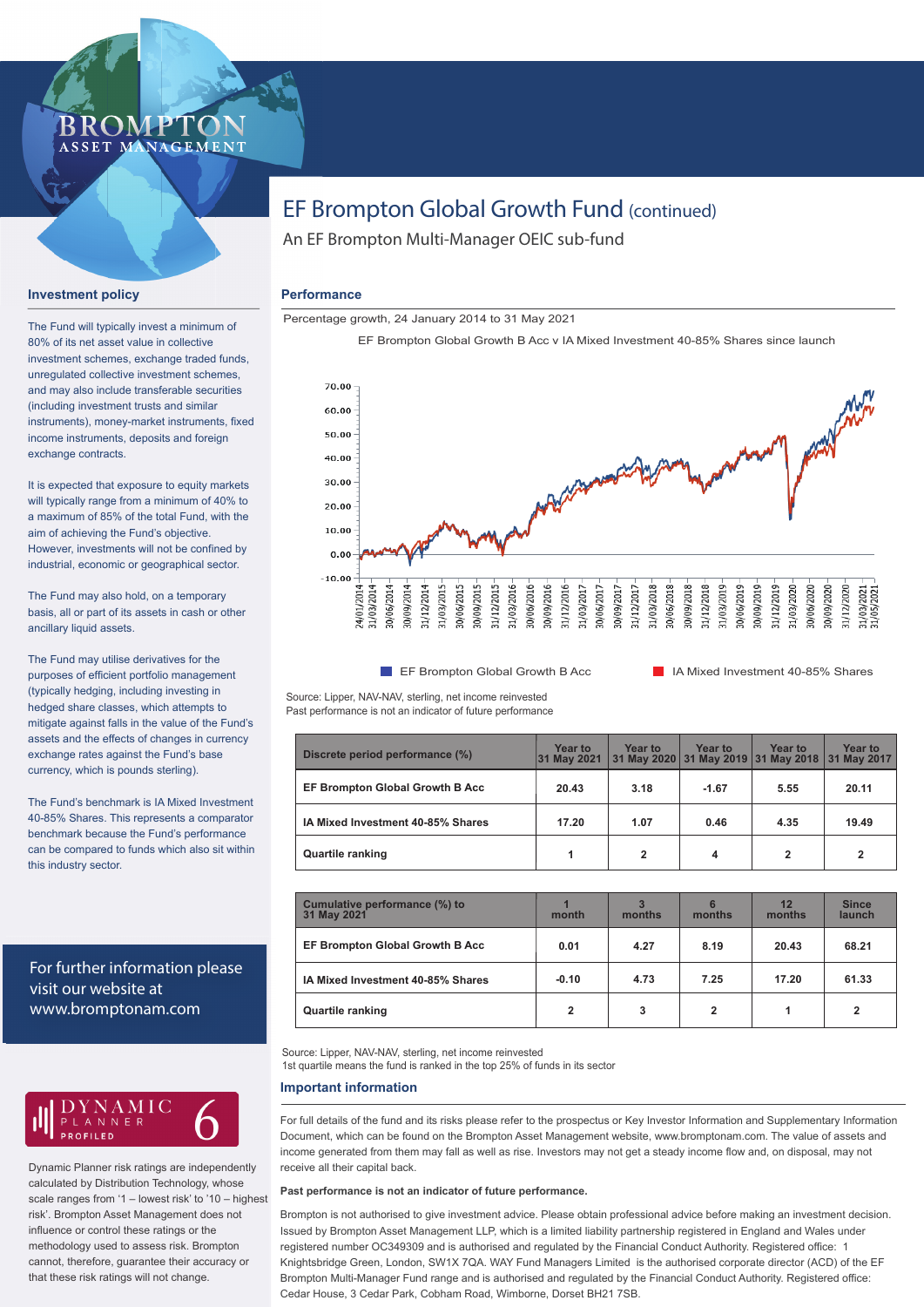# EF Brompton Global Growth Fund (continued)

An EF Brompton Multi-Manager OEIC sub-fund

## Investment policy

The Fund will typically invest a minimum of 80% of its net asset value in collective investment schemes, exchange traded funds, unregulated collective investment schemes, and may also include transferable securities (including investment trusts and similar instruments), money-market instruments, fixed income instruments, deposits and foreign exchange contracts.

It is expected that exposure to equity markets will typically range from a minimum of 40% to a maximum of 85% of the total Fund, with the aim of achieving the Fund's objective. However, investments will not be confined by industrial, economic or geographical sector.

The Fund may also hold, on a temporary basis, all or part of its assets in cash or other ancillary liquid assets.

The Fund may utilise derivatives for the purposes of efficient portfolio management (typically hedging, including investing in hedged share classes, which attempts to mitigate against falls in the value of the Fund's assets and the effects of changes in currency exchange rates against the Fund's base currency, which is pounds sterling).

The Fund's benchmark is IA Mixed Investment 40-85% Shares. This represents a comparator benchmark because the Fund's performance can be compared to funds which also sit within this industry sector.

For further information please visit our website at www.bromptonam.com

Dynamic Planner risk ratings are independently calculated by Distribution Technology, whose scale ranges from '1 – lowest risk' to '10 – highest risk'. Brompton Asset Management does not influence or control these ratings or the methodology used to assess risk. Brompton cannot, therefore, guarantee their accuracy or that these risk ratings will not change.

## Performance

Percentage growth, 24 January 2014 to 31 May 2021

EF Brompton Global Growth B Acc v IA Mixed Investment 40-85% Shares since launch

70.00
60.00
50.00
40.00
30.00
20.00
10.00
0.00
-10.00

24/01/2014 31/03/2014 30/06/2014 30/09/2014 31/12/2014 31/03/2015 30/06/2015 30/09/2015 31/12/2015 31/03/2016 30/06/2016 30/09/2016 31/12/2016 31/03/2017 30/06/2017 30/09/2017 31/12/2017 31/03/2018 30/06/2018 30/09/2018 31/12/2018 31/03/2019 30/06/2019 30/09/2019 31/12/2019 31/03/2020 30/06/2020 30/09/2020 31/12/2020 31/03/2021 31/05/2021

EF Brompton Global Growth B Acc    IA Mixed Investment 40-85% Shares

Source: Lipper, NAV-NAV, sterling, net income reinvested
Past performance is not an indicator of future performance

| Discrete period performance (%) | Year to 31 May 2021 | Year to 31 May 2020 | Year to 31 May 2019 | Year to 31 May 2018 | Year to 31 May 2017 |
|---|---|---|---|---|---|
| EF Brompton Global Growth B Acc | 20.43 | 3.18 | -1.67 | 5.55 | 20.11 |
| IA Mixed Investment 40-85% Shares | 17.20 | 1.07 | 0.46 | 4.35 | 19.49 |
| Quartile ranking | 1 | 2 | 4 | 2 | 2 |

| Cumulative performance (%) to 31 May 2021 | 1 month | 3 months | 6 months | 12 months | Since launch |
|---|---|---|---|---|---|
| EF Brompton Global Growth B Acc | 0.01 | 4.27 | 8.19 | 20.43 | 68.21 |
| IA Mixed Investment 40-85% Shares | -0.10 | 4.73 | 7.25 | 17.20 | 61.33 |
| Quartile ranking | 2 | 3 | 2 | 1 | 2 |

Source: Lipper, NAV-NAV, sterling, net income reinvested
1st quartile means the fund is ranked in the top 25% of funds in its sector

## Important information

For full details of the fund and its risks please refer to the prospectus or Key Investor Information and Supplementary Information Document, which can be found on the Brompton Asset Management website, www.bromptonam.com. The value of assets and income generated from them may fall as well as rise. Investors may not get a steady income flow and, on disposal, may not receive all their capital back.

**Past performance is not an indicator of future performance.**

Brompton is not authorised to give investment advice. Please obtain professional advice before making an investment decision. Issued by Brompton Asset Management LLP, which is a limited liability partnership registered in England and Wales under registered number OC349309 and is authorised and regulated by the Financial Conduct Authority. Registered office: 1 Knightsbridge Green, London, SW1X 7QA. WAY Fund Managers Limited is the authorised corporate director (ACD) of the EF Brompton Multi-Manager Fund range and is authorised and regulated by the Financial Conduct Authority. Registered office: Cedar House, 3 Cedar Park, Cobham Road, Wimborne, Dorset BH21 7SB.